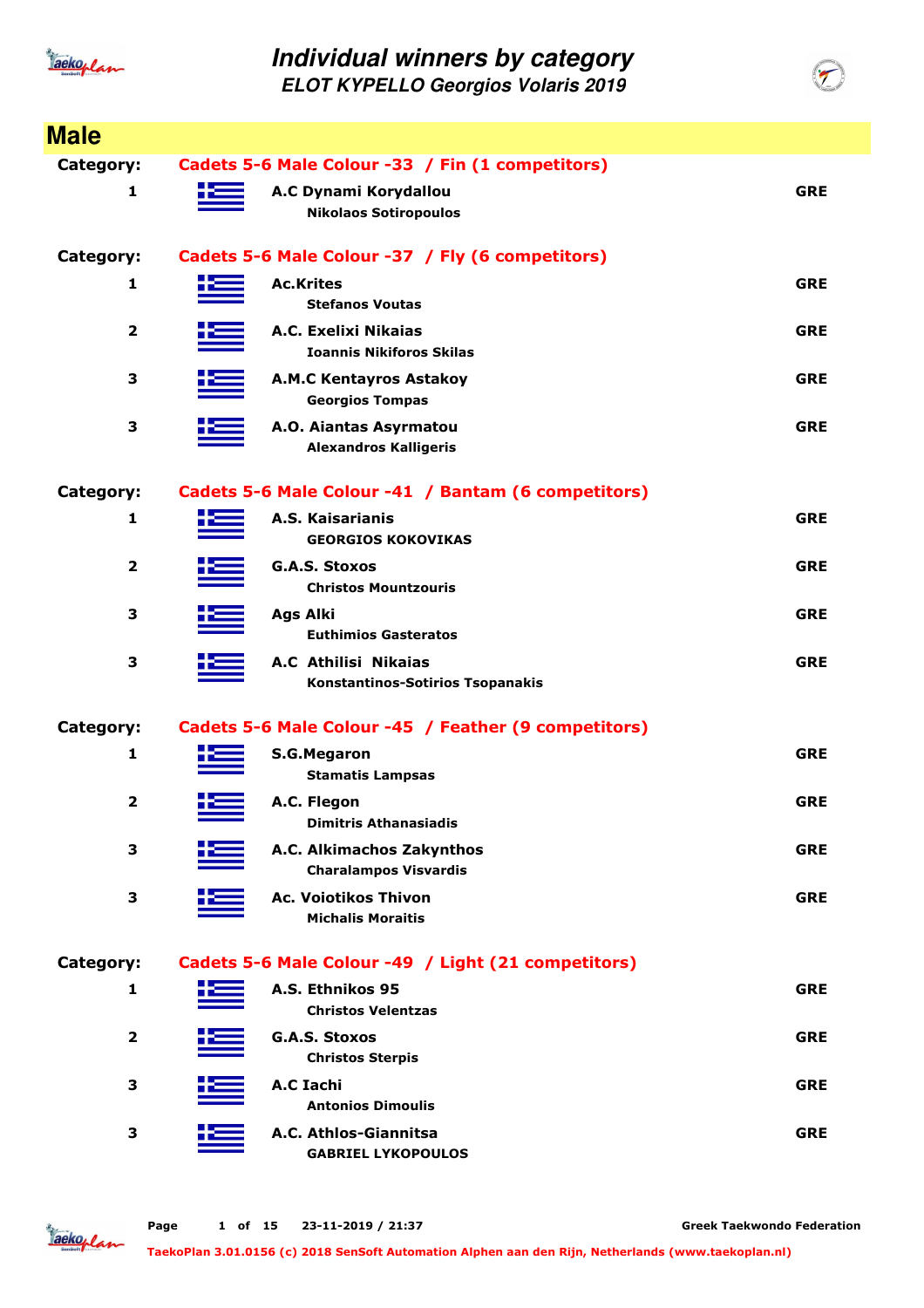# Individual winners by category

## ELOT KYPELLO Georgios Volaris 2019

## Male

**Category: Cadets 5-6 Male Colour -33 / Fin (1 competitors)**

| Place | Club / Name | Country |
|---|---|---|
| 1 | A.C Dynami Korydallou<br>Nikolaos Sotiropoulos | GRE |

**Category: Cadets 5-6 Male Colour -37 / Fly (6 competitors)**

| Place | Club / Name | Country |
|---|---|---|
| 1 | Ac.Krites<br>Stefanos Voutas | GRE |
| 2 | A.C. Exelixi Nikaias<br>Ioannis Nikiforos Skilas | GRE |
| 3 | A.M.C Kentayros Astakoy<br>Georgios Tompas | GRE |
| 3 | A.O. Aiantas Asyrmatou<br>Alexandros Kalligeris | GRE |

**Category: Cadets 5-6 Male Colour -41 / Bantam (6 competitors)**

| Place | Club / Name | Country |
|---|---|---|
| 1 | A.S. Kaisarianis<br>GEORGIOS KOKOVIKAS | GRE |
| 2 | G.A.S. Stoxos<br>Christos Mountzouris | GRE |
| 3 | Ags Alki<br>Euthimios Gasteratos | GRE |
| 3 | A.C Athilisi Nikaias<br>Konstantinos-Sotirios Tsopanakis | GRE |

**Category: Cadets 5-6 Male Colour -45 / Feather (9 competitors)**

| Place | Club / Name | Country |
|---|---|---|
| 1 | S.G.Megaron<br>Stamatis Lampsas | GRE |
| 2 | A.C. Flegon<br>Dimitris Athanasiadis | GRE |
| 3 | A.C. Alkimachos Zakynthos<br>Charalampos Visvardis | GRE |
| 3 | Ac. Voiotikos Thivon<br>Michalis Moraitis | GRE |

**Category: Cadets 5-6 Male Colour -49 / Light (21 competitors)**

| Place | Club / Name | Country |
|---|---|---|
| 1 | A.S. Ethnikos 95<br>Christos Velentzas | GRE |
| 2 | G.A.S. Stoxos<br>Christos Sterpis | GRE |
| 3 | A.C Iachi<br>Antonios Dimoulis | GRE |
| 3 | A.C. Athlos-Giannitsa<br>GABRIEL LYKOPOULOS | GRE |

Greek Taekwondo Federation

TaekoPlan 3.01.0156 (c) 2018 SenSoft Automation Alphen aan den Rijn, Netherlands (www.taekoplan.nl)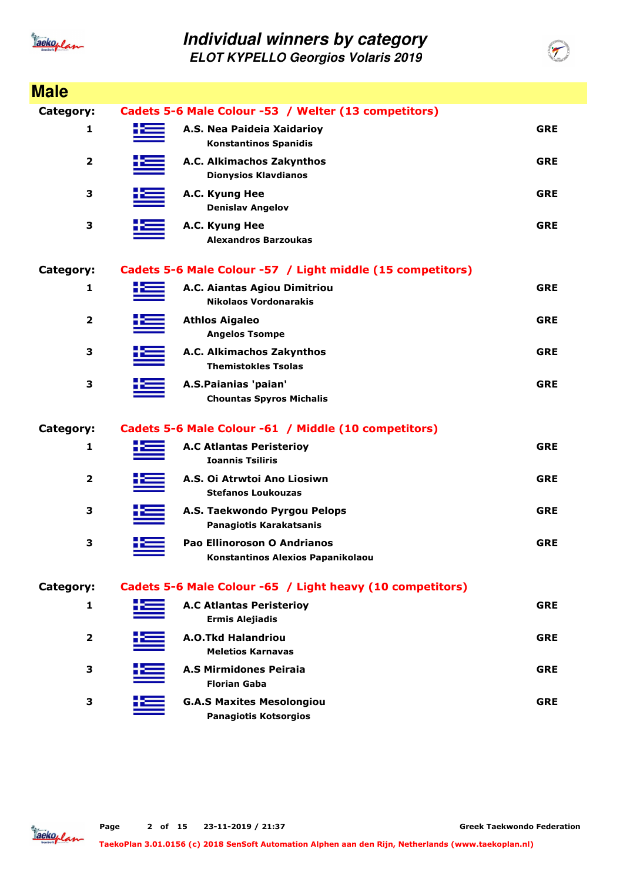# Individual winners by category

## ELOT KYPELLO Georgios Volaris 2019

## Male

**Category: Cadets 5-6 Male Colour -53 / Welter (13 competitors)**

| Place | Club / Name | Country |
|---|---|---|
| 1 | A.S. Nea Paideia Xaidarioy<br>Konstantinos Spanidis | GRE |
| 2 | A.C. Alkimachos Zakynthos<br>Dionysios Klavdianos | GRE |
| 3 | A.C. Kyung Hee<br>Denislav Angelov | GRE |
| 3 | A.C. Kyung Hee<br>Alexandros Barzoukas | GRE |

**Category: Cadets 5-6 Male Colour -57 / Light middle (15 competitors)**

| Place | Club / Name | Country |
|---|---|---|
| 1 | A.C. Aiantas Agiou Dimitriou<br>Nikolaos Vordonarakis | GRE |
| 2 | Athlos Aigaleo<br>Angelos Tsompe | GRE |
| 3 | A.C. Alkimachos Zakynthos<br>Themistokles Tsolas | GRE |
| 3 | A.S.Paianias 'paian'<br>Chountas Spyros Michalis | GRE |

**Category: Cadets 5-6 Male Colour -61 / Middle (10 competitors)**

| Place | Club / Name | Country |
|---|---|---|
| 1 | A.C Atlantas Peristerioy<br>Ioannis Tsiliris | GRE |
| 2 | A.S. Oi Atrwtoi Ano Liosiwn<br>Stefanos Loukouzas | GRE |
| 3 | A.S. Taekwondo Pyrgou Pelops<br>Panagiotis Karakatsanis | GRE |
| 3 | Pao Ellinoroson O Andrianos<br>Konstantinos Alexios Papanikolaou | GRE |

**Category: Cadets 5-6 Male Colour -65 / Light heavy (10 competitors)**

| Place | Club / Name | Country |
|---|---|---|
| 1 | A.C Atlantas Peristerioy<br>Ermis Alejiadis | GRE |
| 2 | A.O.Tkd Halandriou<br>Meletios Karnavas | GRE |
| 3 | A.S Mirmidones Peiraia<br>Florian Gaba | GRE |
| 3 | G.A.S Maxites Mesolongiou<br>Panagiotis Kotsorgios | GRE |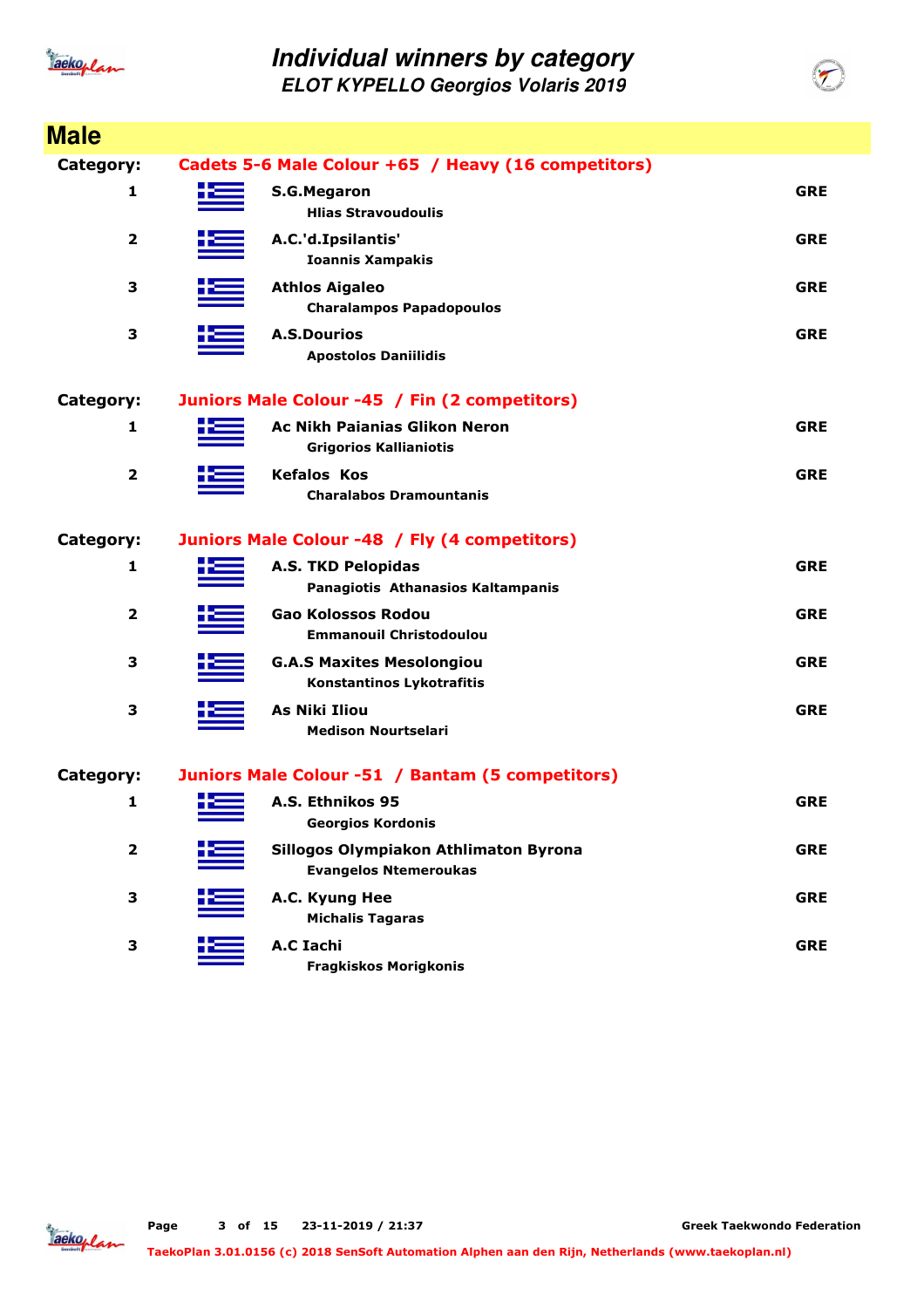# Individual winners by category

## ELOT KYPELLO Georgios Volaris 2019

## Male

**Category: Cadets 5-6 Male Colour +65 / Heavy (16 competitors)**

| Place | Club / Name | Country |
|---|---|---|
| 1 | **S.G.Megaron**<br>Hlias Stravoudoulis | GRE |
| 2 | **A.C.'d.Ipsilantis'**<br>Ioannis Xampakis | GRE |
| 3 | **Athlos Aigaleo**<br>Charalampos Papadopoulos | GRE |
| 3 | **A.S.Dourios**<br>Apostolos Daniilidis | GRE |

**Category: Juniors Male Colour -45 / Fin (2 competitors)**

| Place | Club / Name | Country |
|---|---|---|
| 1 | **Ac Nikh Paianias Glikon Neron**<br>Grigorios Kallianiotis | GRE |
| 2 | **Kefalos Kos**<br>Charalabos Dramountanis | GRE |

**Category: Juniors Male Colour -48 / Fly (4 competitors)**

| Place | Club / Name | Country |
|---|---|---|
| 1 | **A.S. TKD Pelopidas**<br>Panagiotis Athanasios Kaltampanis | GRE |
| 2 | **Gao Kolossos Rodou**<br>Emmanouil Christodoulou | GRE |
| 3 | **G.A.S Maxites Mesolongiou**<br>Konstantinos Lykotrafitis | GRE |
| 3 | **As Niki Iliou**<br>Medison Nourtselari | GRE |

**Category: Juniors Male Colour -51 / Bantam (5 competitors)**

| Place | Club / Name | Country |
|---|---|---|
| 1 | **A.S. Ethnikos 95**<br>Georgios Kordonis | GRE |
| 2 | **Sillogos Olympiakon Athlimaton Byrona**<br>Evangelos Ntemeroukas | GRE |
| 3 | **A.C. Kyung Hee**<br>Michalis Tagaras | GRE |
| 3 | **A.C Iachi**<br>Fragkiskos Morigkonis | GRE |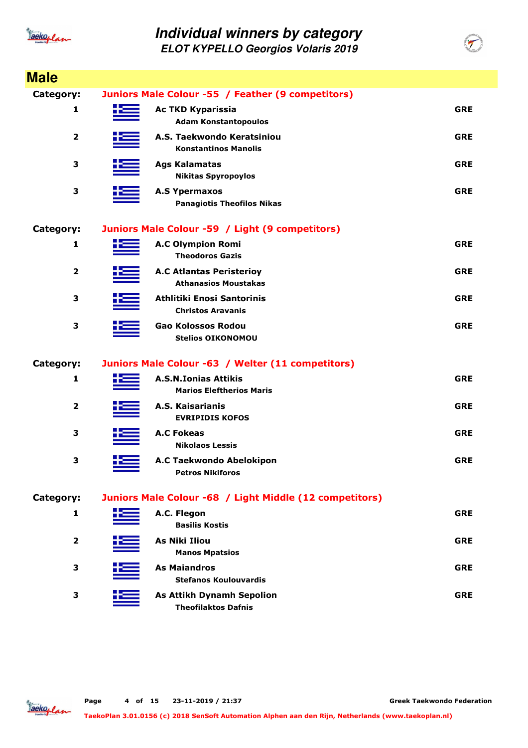# Individual winners by category

## ELOT KYPELLO Georgios Volaris 2019

## Male

**Category:** Juniors Male Colour -55 / Feather (9 competitors)

| Place | Club / Name | Country |
|---|---|---|
| 1 | **Ac TKD Kyparissia**<br>Adam Konstantopoulos | GRE |
| 2 | **A.S. Taekwondo Keratsiniou**<br>Konstantinos Manolis | GRE |
| 3 | **Ags Kalamatas**<br>Nikitas Spyropoylos | GRE |
| 3 | **A.S Ypermaxos**<br>Panagiotis Theofilos Nikas | GRE |

**Category:** Juniors Male Colour -59 / Light (9 competitors)

| Place | Club / Name | Country |
|---|---|---|
| 1 | **A.C Olympion Romi**<br>Theodoros Gazis | GRE |
| 2 | **A.C Atlantas Peristerioy**<br>Athanasios Moustakas | GRE |
| 3 | **Athlitiki Enosi Santorinis**<br>Christos Aravanis | GRE |
| 3 | **Gao Kolossos Rodou**<br>Stelios OIKONOMOU | GRE |

**Category:** Juniors Male Colour -63 / Welter (11 competitors)

| Place | Club / Name | Country |
|---|---|---|
| 1 | **A.S.N.Ionias Attikis**<br>Marios Eleftherios Maris | GRE |
| 2 | **A.S. Kaisarianis**<br>EVRIPIDIS KOFOS | GRE |
| 3 | **A.C Fokeas**<br>Nikolaos Lessis | GRE |
| 3 | **A.C Taekwondo Abelokipon**<br>Petros Nikiforos | GRE |

**Category:** Juniors Male Colour -68 / Light Middle (12 competitors)

| Place | Club / Name | Country |
|---|---|---|
| 1 | **A.C. Flegon**<br>Basilis Kostis | GRE |
| 2 | **As Niki Iliou**<br>Manos Mpatsios | GRE |
| 3 | **As Maiandros**<br>Stefanos Koulouvardis | GRE |
| 3 | **As Attikh Dynamh Sepolion**<br>Theofilaktos Dafnis | GRE |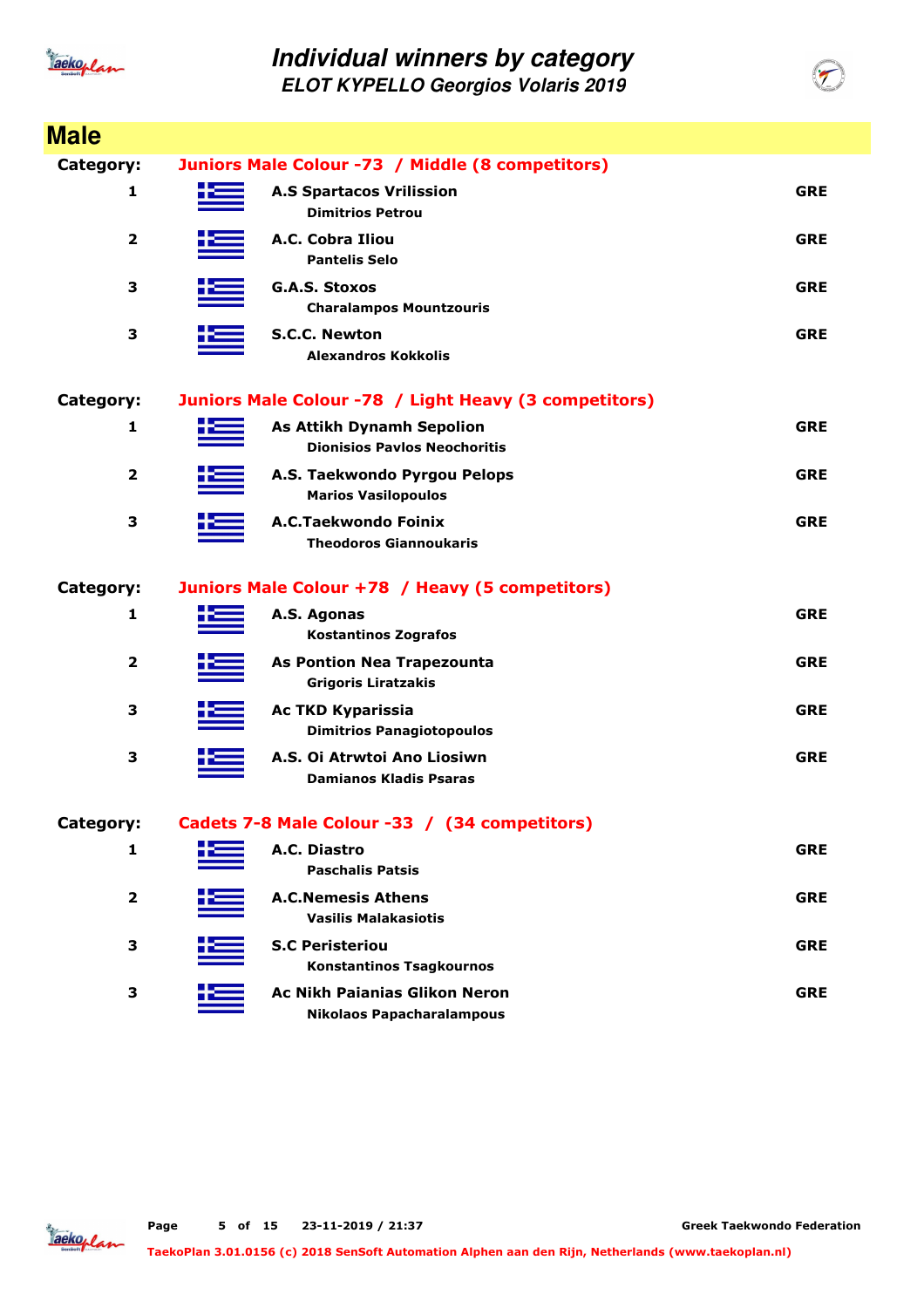# Individual winners by category

## ELOT KYPELLO Georgios Volaris 2019

## Male

**Category:** Juniors Male Colour -73 / Middle (8 competitors)

| Place | Club / Name | Country |
|---|---|---|
| 1 | **A.S Spartacos Vrilission**<br>Dimitrios Petrou | GRE |
| 2 | **A.C. Cobra Iliou**<br>Pantelis Selo | GRE |
| 3 | **G.A.S. Stoxos**<br>Charalampos Mountzouris | GRE |
| 3 | **S.C.C. Newton**<br>Alexandros Kokkolis | GRE |

**Category:** Juniors Male Colour -78 / Light Heavy (3 competitors)

| Place | Club / Name | Country |
|---|---|---|
| 1 | **As Attikh Dynamh Sepolion**<br>Dionisios Pavlos Neochoritis | GRE |
| 2 | **A.S. Taekwondo Pyrgou Pelops**<br>Marios Vasilopoulos | GRE |
| 3 | **A.C.Taekwondo Foinix**<br>Theodoros Giannoukaris | GRE |

**Category:** Juniors Male Colour +78 / Heavy (5 competitors)

| Place | Club / Name | Country |
|---|---|---|
| 1 | **A.S. Agonas**<br>Kostantinos Zografos | GRE |
| 2 | **As Pontion Nea Trapezounta**<br>Grigoris Liratzakis | GRE |
| 3 | **Ac TKD Kyparissia**<br>Dimitrios Panagiotopoulos | GRE |
| 3 | **A.S. Oi Atrwtoi Ano Liosiwn**<br>Damianos Kladis Psaras | GRE |

**Category:** Cadets 7-8 Male Colour -33 / (34 competitors)

| Place | Club / Name | Country |
|---|---|---|
| 1 | **A.C. Diastro**<br>Paschalis Patsis | GRE |
| 2 | **A.C.Nemesis Athens**<br>Vasilis Malakasiotis | GRE |
| 3 | **S.C Peristeriou**<br>Konstantinos Tsagkournos | GRE |
| 3 | **Ac Nikh Paianias Glikon Neron**<br>Nikolaos Papacharalampous | GRE |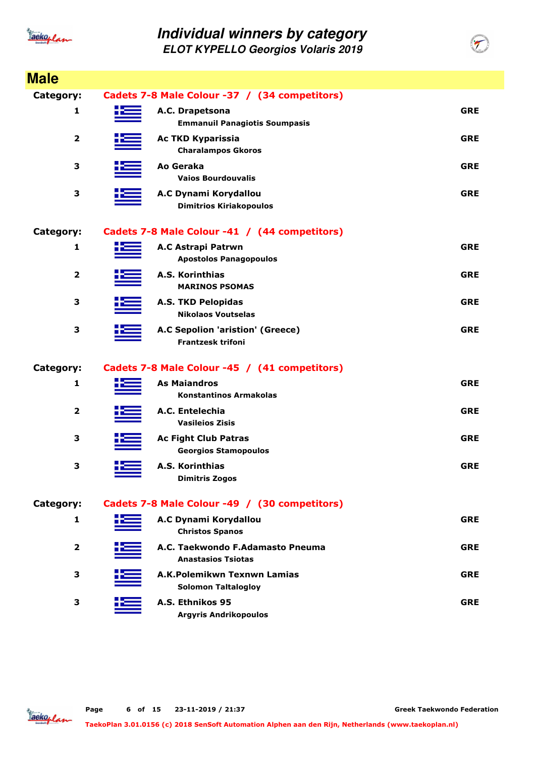# Individual winners by category

## ELOT KYPELLO Georgios Volaris 2019

## Male

### Category: Cadets 7-8 Male Colour -37 / (34 competitors)

| Place | Club / Athlete | Country |
|---|---|---|
| 1 | **A.C. Drapetsona**<br>Emmanuil Panagiotis Soumpasis | GRE |
| 2 | **Ac TKD Kyparissia**<br>Charalampos Gkoros | GRE |
| 3 | **Ao Geraka**<br>Vaios Bourdouvalis | GRE |
| 3 | **A.C Dynami Korydallou**<br>Dimitrios Kiriakopoulos | GRE |

### Category: Cadets 7-8 Male Colour -41 / (44 competitors)

| Place | Club / Athlete | Country |
|---|---|---|
| 1 | **A.C Astrapi Patrwn**<br>Apostolos Panagopoulos | GRE |
| 2 | **A.S. Korinthias**<br>MARINOS PSOMAS | GRE |
| 3 | **A.S. TKD Pelopidas**<br>Nikolaos Voutselas | GRE |
| 3 | **A.C Sepolion 'aristion' (Greece)**<br>Frantzesk trifoni | GRE |

### Category: Cadets 7-8 Male Colour -45 / (41 competitors)

| Place | Club / Athlete | Country |
|---|---|---|
| 1 | **As Maiandros**<br>Konstantinos Armakolas | GRE |
| 2 | **A.C. Entelechia**<br>Vasileios Zisis | GRE |
| 3 | **Ac Fight Club Patras**<br>Georgios Stamopoulos | GRE |
| 3 | **A.S. Korinthias**<br>Dimitris Zogos | GRE |

### Category: Cadets 7-8 Male Colour -49 / (30 competitors)

| Place | Club / Athlete | Country |
|---|---|---|
| 1 | **A.C Dynami Korydallou**<br>Christos Spanos | GRE |
| 2 | **A.C. Taekwondo F.Adamasto Pneuma**<br>Anastasios Tsiotas | GRE |
| 3 | **A.K.Polemikwn Texnwn Lamias**<br>Solomon Taltalogloy | GRE |
| 3 | **A.S. Ethnikos 95**<br>Argyris Andrikopoulos | GRE |

23-11-2019 / 21:37 — Greek Taekwondo Federation

TaekoPlan 3.01.0156 (c) 2018 SenSoft Automation Alphen aan den Rijn, Netherlands (www.taekoplan.nl)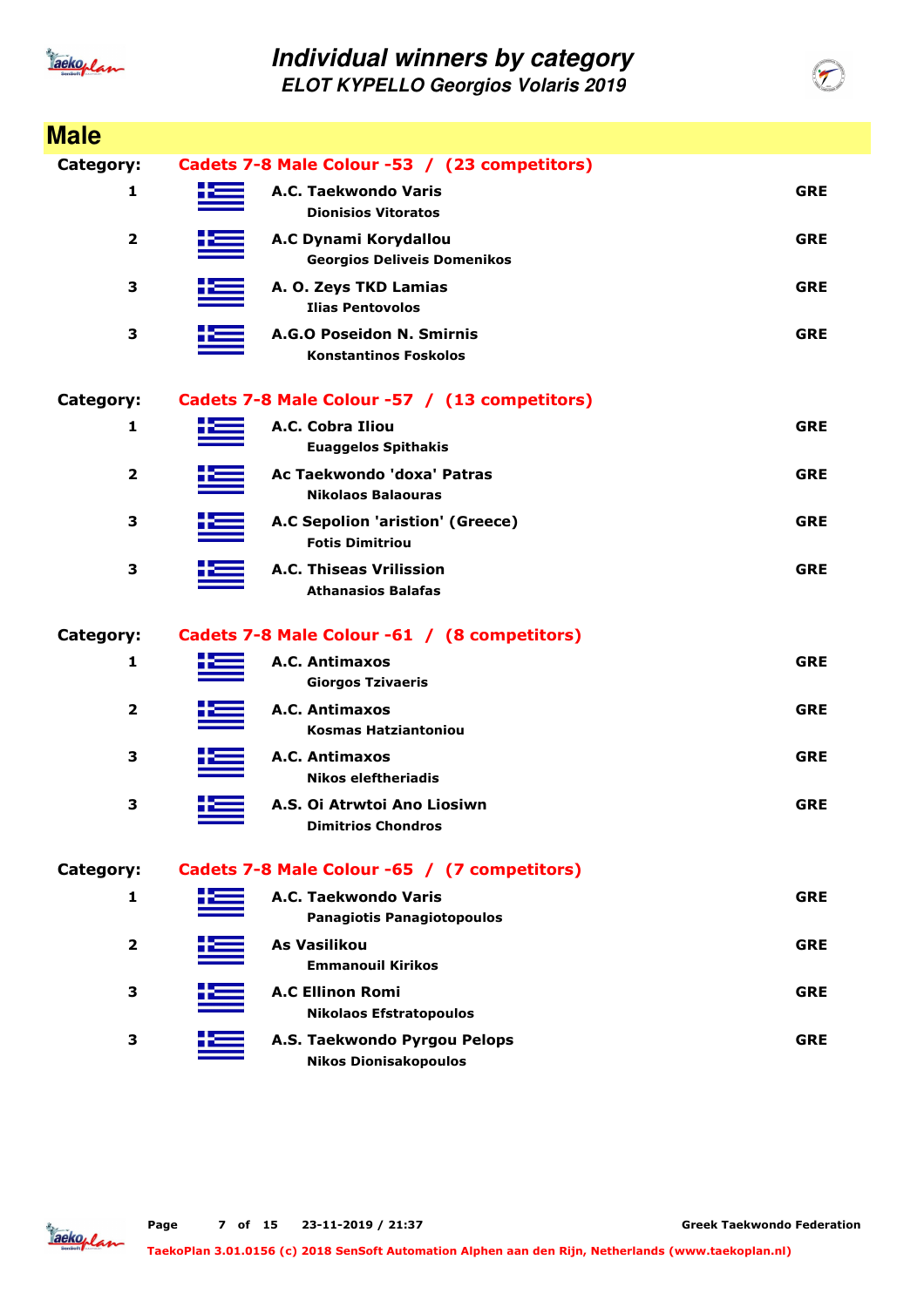# Individual winners by category

## ELOT KYPELLO Georgios Volaris 2019

## Male

**Category: Cadets 7-8 Male Colour -53 / (23 competitors)**

| Place | Club / Name | Country |
|---|---|---|
| 1 | **A.C. Taekwondo Varis**<br>Dionisios Vitoratos | GRE |
| 2 | **A.C Dynami Korydallou**<br>Georgios Deliveis Domenikos | GRE |
| 3 | **A. O. Zeys TKD Lamias**<br>Ilias Pentovolos | GRE |
| 3 | **A.G.O Poseidon N. Smirnis**<br>Konstantinos Foskolos | GRE |

**Category: Cadets 7-8 Male Colour -57 / (13 competitors)**

| Place | Club / Name | Country |
|---|---|---|
| 1 | **A.C. Cobra Iliou**<br>Euaggelos Spithakis | GRE |
| 2 | **Ac Taekwondo 'doxa' Patras**<br>Nikolaos Balaouras | GRE |
| 3 | **A.C Sepolion 'aristion' (Greece)**<br>Fotis Dimitriou | GRE |
| 3 | **A.C. Thiseas Vrilission**<br>Athanasios Balafas | GRE |

**Category: Cadets 7-8 Male Colour -61 / (8 competitors)**

| Place | Club / Name | Country |
|---|---|---|
| 1 | **A.C. Antimaxos**<br>Giorgos Tzivaeris | GRE |
| 2 | **A.C. Antimaxos**<br>Kosmas Hatziantoniou | GRE |
| 3 | **A.C. Antimaxos**<br>Nikos eleftheriadis | GRE |
| 3 | **A.S. Oi Atrwtoi Ano Liosiwn**<br>Dimitrios Chondros | GRE |

**Category: Cadets 7-8 Male Colour -65 / (7 competitors)**

| Place | Club / Name | Country |
|---|---|---|
| 1 | **A.C. Taekwondo Varis**<br>Panagiotis Panagiotopoulos | GRE |
| 2 | **As Vasilikou**<br>Emmanouil Kirikos | GRE |
| 3 | **A.C Ellinon Romi**<br>Nikolaos Efstratopoulos | GRE |
| 3 | **A.S. Taekwondo Pyrgou Pelops**<br>Nikos Dionisakopoulos | GRE |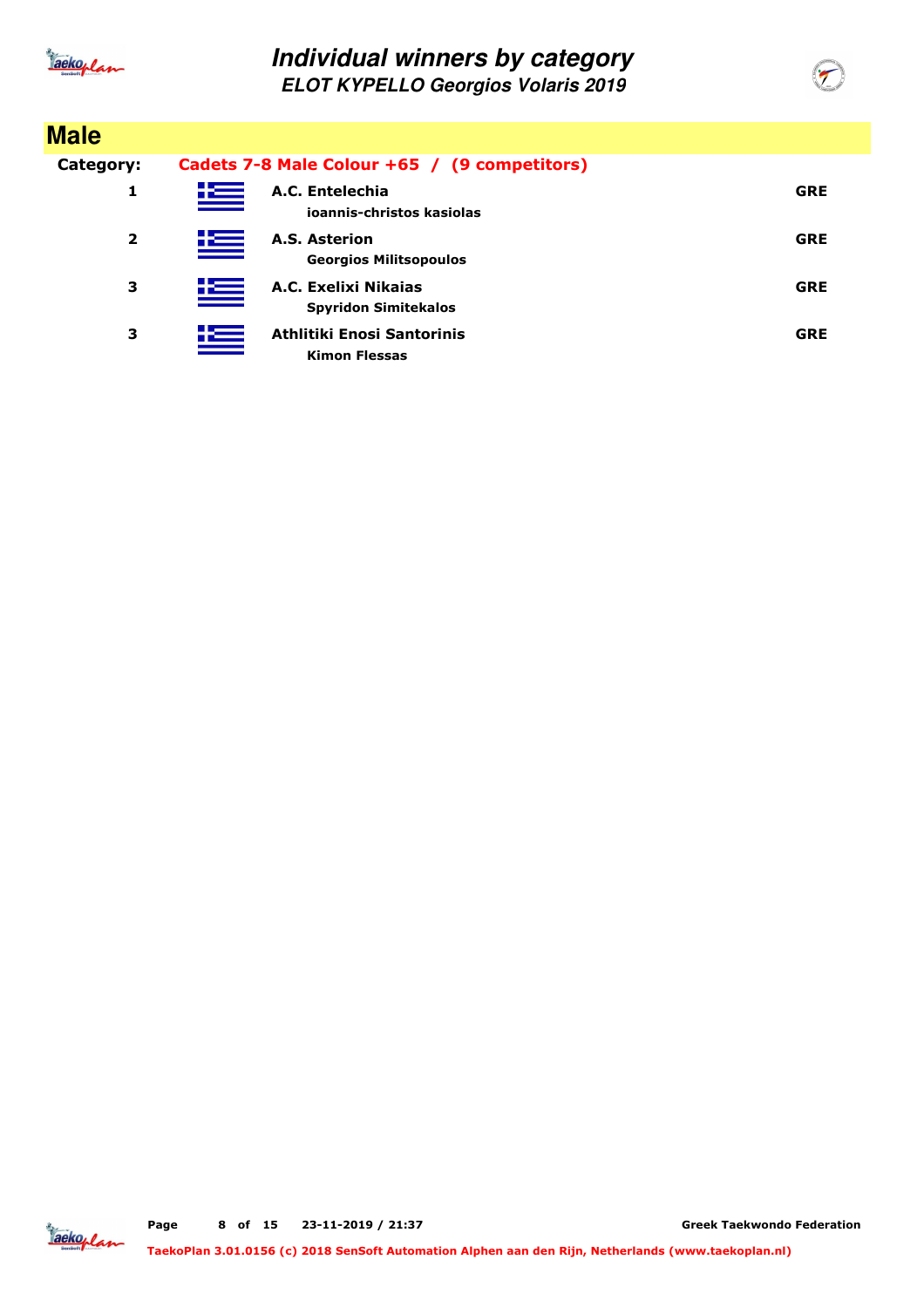# Individual winners by category

## ELOT KYPELLO Georgios Volaris 2019

## Male

**Category:** **Cadets 7-8 Male Colour +65 / (9 competitors)**

| Place | Club / Competitor | Country |
|---|---|---|
| 1 | **A.C. Entelechia**<br>**ioannis-christos kasiolas** | **GRE** |
| 2 | **A.S. Asterion**<br>**Georgios Militsopoulos** | **GRE** |
| 3 | **A.C. Exelixi Nikaias**<br>**Spyridon Simitekalos** | **GRE** |
| 3 | **Athlitiki Enosi Santorinis**<br>**Kimon Flessas** | **GRE** |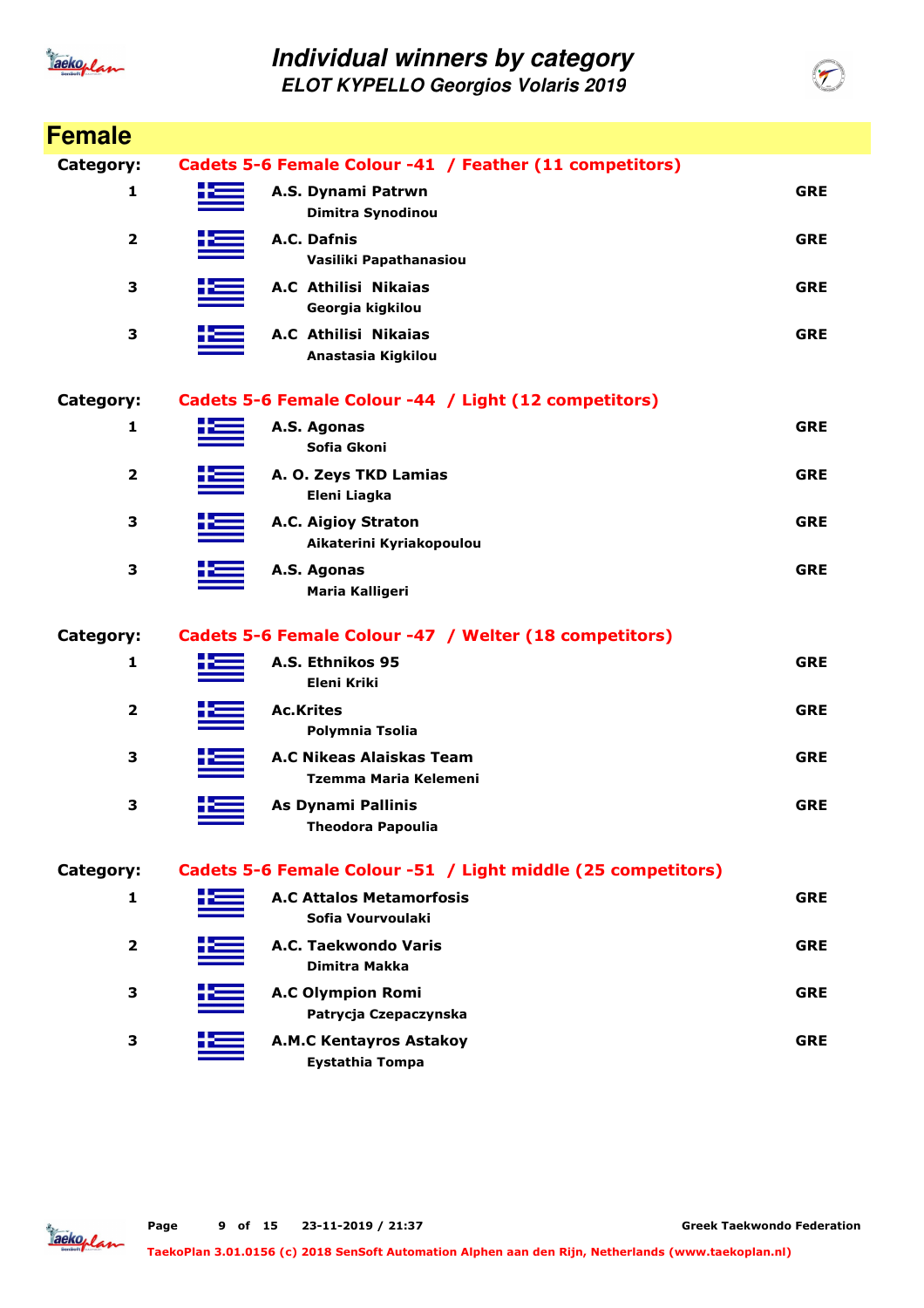# Individual winners by category

## ELOT KYPELLO Georgios Volaris 2019

## Female

### Category: Cadets 5-6 Female Colour -41 / Feather (11 competitors)

| Place | Club / Name | Country |
|---|---|---|
| 1 | A.S. Dynami Patrwn<br>Dimitra Synodinou | GRE |
| 2 | A.C. Dafnis<br>Vasiliki Papathanasiou | GRE |
| 3 | A.C Athilisi Nikaias<br>Georgia kigkilou | GRE |
| 3 | A.C Athilisi Nikaias<br>Anastasia Kigkilou | GRE |

### Category: Cadets 5-6 Female Colour -44 / Light (12 competitors)

| Place | Club / Name | Country |
|---|---|---|
| 1 | A.S. Agonas<br>Sofia Gkoni | GRE |
| 2 | A. O. Zeys TKD Lamias<br>Eleni Liagka | GRE |
| 3 | A.C. Aigioy Straton<br>Aikaterini Kyriakopoulou | GRE |
| 3 | A.S. Agonas<br>Maria Kalligeri | GRE |

### Category: Cadets 5-6 Female Colour -47 / Welter (18 competitors)

| Place | Club / Name | Country |
|---|---|---|
| 1 | A.S. Ethnikos 95<br>Eleni Kriki | GRE |
| 2 | Ac.Krites<br>Polymnia Tsolia | GRE |
| 3 | A.C Nikeas Alaiskas Team<br>Tzemma Maria Kelemeni | GRE |
| 3 | As Dynami Pallinis<br>Theodora Papoulia | GRE |

### Category: Cadets 5-6 Female Colour -51 / Light middle (25 competitors)

| Place | Club / Name | Country |
|---|---|---|
| 1 | A.C Attalos Metamorfosis<br>Sofia Vourvoulaki | GRE |
| 2 | A.C. Taekwondo Varis<br>Dimitra Makka | GRE |
| 3 | A.C Olympion Romi<br>Patrycja Czepaczynska | GRE |
| 3 | A.M.C Kentayros Astakoy<br>Eystathia Tompa | GRE |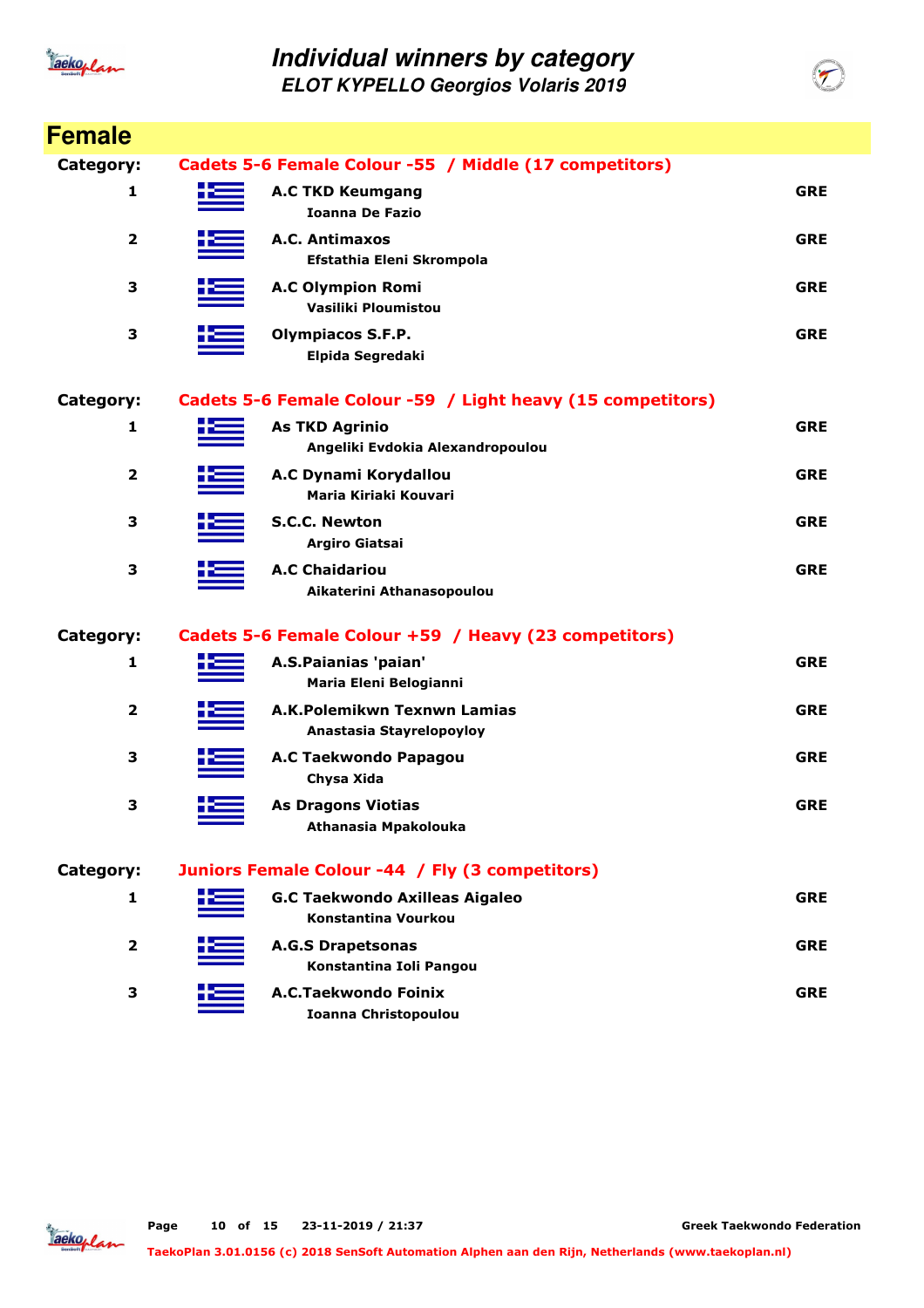# Individual winners by category

## ELOT KYPELLO Georgios Volaris 2019

## Female

**Category:** Cadets 5-6 Female Colour -55 / Middle (17 competitors)

| Place | Club / Name | Country |
|---|---|---|
| 1 | **A.C TKD Keumgang**<br>Ioanna De Fazio | GRE |
| 2 | **A.C. Antimaxos**<br>Efstathia Eleni Skrompola | GRE |
| 3 | **A.C Olympion Romi**<br>Vasiliki Ploumistou | GRE |
| 3 | **Olympiacos S.F.P.**<br>Elpida Segredaki | GRE |

**Category:** Cadets 5-6 Female Colour -59 / Light heavy (15 competitors)

| Place | Club / Name | Country |
|---|---|---|
| 1 | **As TKD Agrinio**<br>Angeliki Evdokia Alexandropoulou | GRE |
| 2 | **A.C Dynami Korydallou**<br>Maria Kiriaki Kouvari | GRE |
| 3 | **S.C.C. Newton**<br>Argiro Giatsai | GRE |
| 3 | **A.C Chaidariou**<br>Aikaterini Athanasopoulou | GRE |

**Category:** Cadets 5-6 Female Colour +59 / Heavy (23 competitors)

| Place | Club / Name | Country |
|---|---|---|
| 1 | **A.S.Paianias 'paian'**<br>Maria Eleni Belogianni | GRE |
| 2 | **A.K.Polemikwn Texnwn Lamias**<br>Anastasia Stayrelopoyloy | GRE |
| 3 | **A.C Taekwondo Papagou**<br>Chysa Xida | GRE |
| 3 | **As Dragons Viotias**<br>Athanasia Mpakolouka | GRE |

**Category:** Juniors Female Colour -44 / Fly (3 competitors)

| Place | Club / Name | Country |
|---|---|---|
| 1 | **G.C Taekwondo Axilleas Aigaleo**<br>Konstantina Vourkou | GRE |
| 2 | **A.G.S Drapetsonas**<br>Konstantina Ioli Pangou | GRE |
| 3 | **A.C.Taekwondo Foinix**<br>Ioanna Christopoulou | GRE |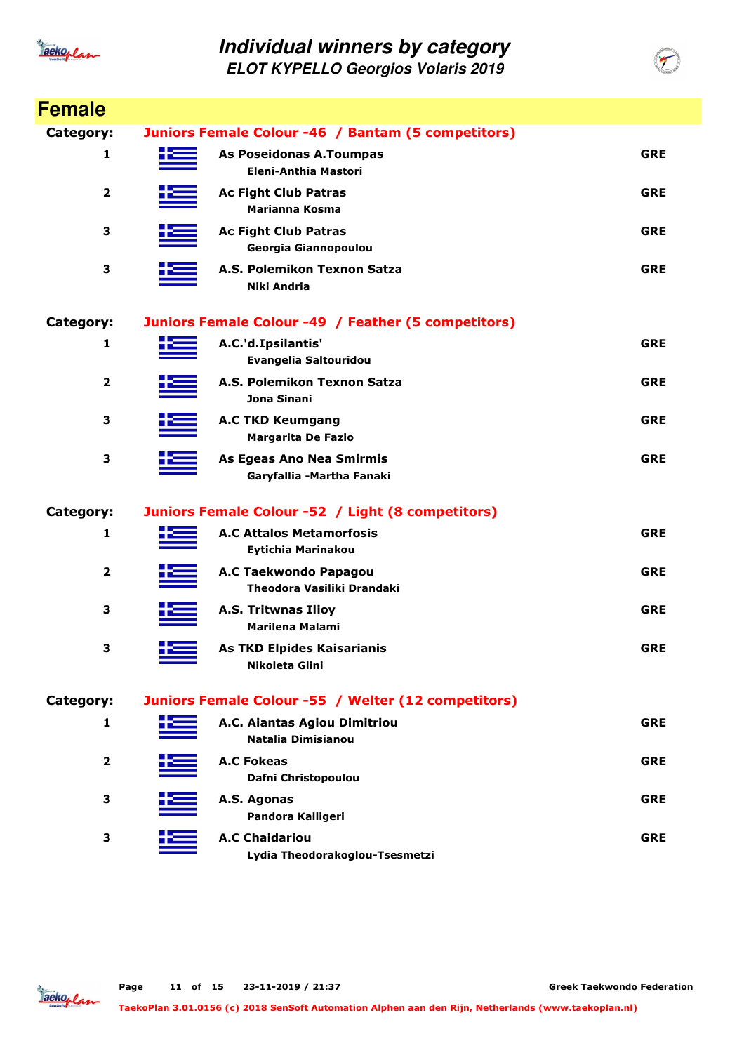# Individual winners by category

## ELOT KYPELLO Georgios Volaris 2019

## Female

**Category: Juniors Female Colour -46 / Bantam (5 competitors)**

| Place | Club / Name | Country |
|---|---|---|
| 1 | **As Poseidonas A.Toumpas**<br>Eleni-Anthia Mastori | GRE |
| 2 | **Ac Fight Club Patras**<br>Marianna Kosma | GRE |
| 3 | **Ac Fight Club Patras**<br>Georgia Giannopoulou | GRE |
| 3 | **A.S. Polemikon Texnon Satza**<br>Niki Andria | GRE |

**Category: Juniors Female Colour -49 / Feather (5 competitors)**

| Place | Club / Name | Country |
|---|---|---|
| 1 | **A.C.'d.Ipsilantis'**<br>Evangelia Saltouridou | GRE |
| 2 | **A.S. Polemikon Texnon Satza**<br>Jona Sinani | GRE |
| 3 | **A.C TKD Keumgang**<br>Margarita De Fazio | GRE |
| 3 | **As Egeas Ano Nea Smirmis**<br>Garyfallia -Martha Fanaki | GRE |

**Category: Juniors Female Colour -52 / Light (8 competitors)**

| Place | Club / Name | Country |
|---|---|---|
| 1 | **A.C Attalos Metamorfosis**<br>Eytichia Marinakou | GRE |
| 2 | **A.C Taekwondo Papagou**<br>Theodora Vasiliki Drandaki | GRE |
| 3 | **A.S. Tritwnas Ilioy**<br>Marilena Malami | GRE |
| 3 | **As TKD Elpides Kaisarianis**<br>Nikoleta Glini | GRE |

**Category: Juniors Female Colour -55 / Welter (12 competitors)**

| Place | Club / Name | Country |
|---|---|---|
| 1 | **A.C. Aiantas Agiou Dimitriou**<br>Natalia Dimisianou | GRE |
| 2 | **A.C Fokeas**<br>Dafni Christopoulou | GRE |
| 3 | **A.S. Agonas**<br>Pandora Kalligeri | GRE |
| 3 | **A.C Chaidariou**<br>Lydia Theodorakoglou-Tsesmetzi | GRE |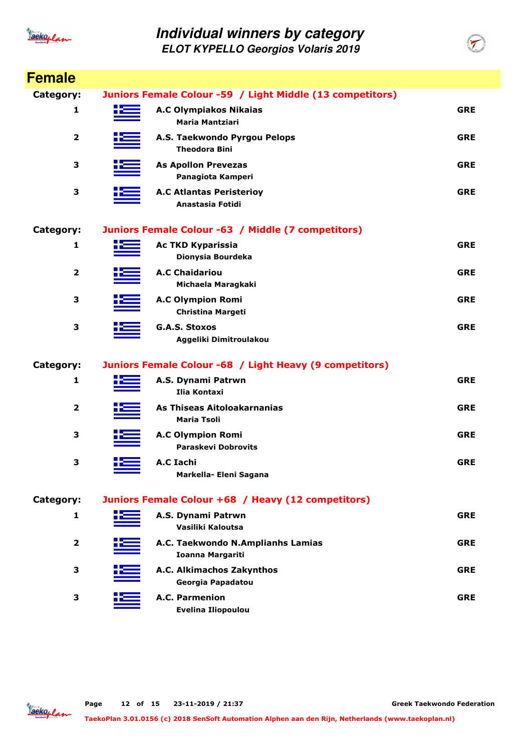# Individual winners by category

## ELOT KYPELLO Georgios Volaris 2019

## Female

**Category:** Juniors Female Colour -59 / Light Middle (13 competitors)

| Place | Club / Athlete | Country |
|---|---|---|
| 1 | **A.C Olympiakos Nikaias**<br>Maria Mantziari | GRE |
| 2 | **A.S. Taekwondo Pyrgou Pelops**<br>Theodora Bini | GRE |
| 3 | **As Apollon Prevezas**<br>Panagiota Kamperi | GRE |
| 3 | **A.C Atlantas Peristerioy**<br>Anastasia Fotidi | GRE |

**Category:** Juniors Female Colour -63 / Middle (7 competitors)

| Place | Club / Athlete | Country |
|---|---|---|
| 1 | **Ac TKD Kyparissia**<br>Dionysia Bourdeka | GRE |
| 2 | **A.C Chaidariou**<br>Michaela Maragkaki | GRE |
| 3 | **A.C Olympion Romi**<br>Christina Margeti | GRE |
| 3 | **G.A.S. Stoxos**<br>Aggeliki Dimitroulakou | GRE |

**Category:** Juniors Female Colour -68 / Light Heavy (9 competitors)

| Place | Club / Athlete | Country |
|---|---|---|
| 1 | **A.S. Dynami Patrwn**<br>Ilia Kontaxi | GRE |
| 2 | **As Thiseas Aitoloakarnanias**<br>Maria Tsoli | GRE |
| 3 | **A.C Olympion Romi**<br>Paraskevi Dobrovits | GRE |
| 3 | **A.C Iachi**<br>Markella- Eleni Sagana | GRE |

**Category:** Juniors Female Colour +68 / Heavy (12 competitors)

| Place | Club / Athlete | Country |
|---|---|---|
| 1 | **A.S. Dynami Patrwn**<br>Vasiliki Kaloutsa | GRE |
| 2 | **A.C. Taekwondo N.Amplianhs Lamias**<br>Ioanna Margariti | GRE |
| 3 | **A.C. Alkimachos Zakynthos**<br>Georgia Papadatou | GRE |
| 3 | **A.C. Parmenion**<br>Evelina Iliopoulou | GRE |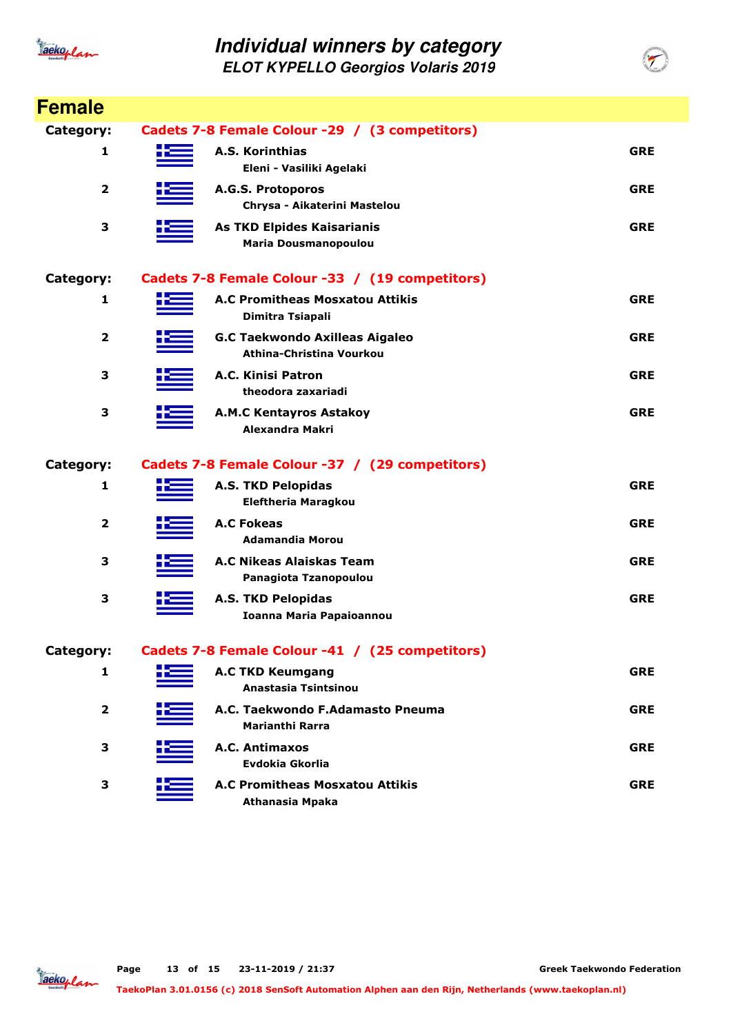# Individual winners by category

## ELOT KYPELLO Georgios Volaris 2019

## Female

**Category: Cadets 7-8 Female Colour -29 / (3 competitors)**

| Place | Club / Name | Country |
|---|---|---|
| 1 | **A.S. Korinthias**<br>Eleni - Vasiliki Agelaki | GRE |
| 2 | **A.G.S. Protoporos**<br>Chrysa - Aikaterini Mastelou | GRE |
| 3 | **As TKD Elpides Kaisarianis**<br>Maria Dousmanopoulou | GRE |

**Category: Cadets 7-8 Female Colour -33 / (19 competitors)**

| Place | Club / Name | Country |
|---|---|---|
| 1 | **A.C Promitheas Mosxatou Attikis**<br>Dimitra Tsiapali | GRE |
| 2 | **G.C Taekwondo Axilleas Aigaleo**<br>Athina-Christina Vourkou | GRE |
| 3 | **A.C. Kinisi Patron**<br>theodora zaxariadi | GRE |
| 3 | **A.M.C Kentayros Astakoy**<br>Alexandra Makri | GRE |

**Category: Cadets 7-8 Female Colour -37 / (29 competitors)**

| Place | Club / Name | Country |
|---|---|---|
| 1 | **A.S. TKD Pelopidas**<br>Eleftheria Maragkou | GRE |
| 2 | **A.C Fokeas**<br>Adamandia Morou | GRE |
| 3 | **A.C Nikeas Alaiskas Team**<br>Panagiota Tzanopoulou | GRE |
| 3 | **A.S. TKD Pelopidas**<br>Ioanna Maria Papaioannou | GRE |

**Category: Cadets 7-8 Female Colour -41 / (25 competitors)**

| Place | Club / Name | Country |
|---|---|---|
| 1 | **A.C TKD Keumgang**<br>Anastasia Tsintsinou | GRE |
| 2 | **A.C. Taekwondo F.Adamasto Pneuma**<br>Marianthi Rarra | GRE |
| 3 | **A.C. Antimaxos**<br>Evdokia Gkorlia | GRE |
| 3 | **A.C Promitheas Mosxatou Attikis**<br>Athanasia Mpaka | GRE |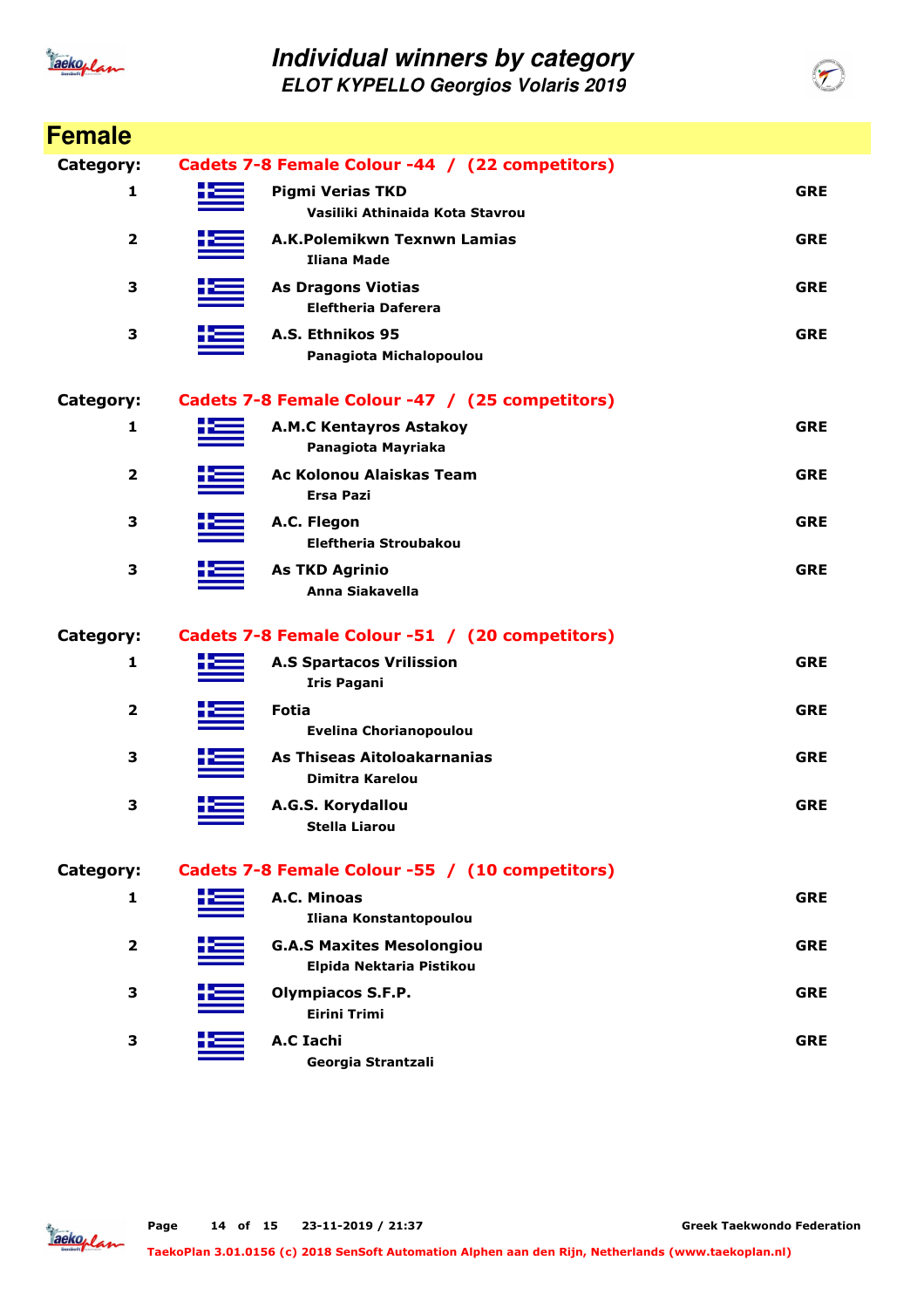# Individual winners by category

## ELOT KYPELLO Georgios Volaris 2019

## Female

**Category:** Cadets 7-8 Female Colour -44 / (22 competitors)

| Place | Club / Athlete | Country |
|---|---|---|
| 1 | **Pigmi Verias TKD**<br>Vasiliki Athinaida Kota Stavrou | GRE |
| 2 | **A.K.Polemikwn Texnwn Lamias**<br>Iliana Made | GRE |
| 3 | **As Dragons Viotias**<br>Eleftheria Daferera | GRE |
| 3 | **A.S. Ethnikos 95**<br>Panagiota Michalopoulou | GRE |

**Category:** Cadets 7-8 Female Colour -47 / (25 competitors)

| Place | Club / Athlete | Country |
|---|---|---|
| 1 | **A.M.C Kentayros Astakoy**<br>Panagiota Mayriaka | GRE |
| 2 | **Ac Kolonou Alaiskas Team**<br>Ersa Pazi | GRE |
| 3 | **A.C. Flegon**<br>Eleftheria Stroubakou | GRE |
| 3 | **As TKD Agrinio**<br>Anna Siakavella | GRE |

**Category:** Cadets 7-8 Female Colour -51 / (20 competitors)

| Place | Club / Athlete | Country |
|---|---|---|
| 1 | **A.S Spartacos Vrilission**<br>Iris Pagani | GRE |
| 2 | **Fotia**<br>Evelina Chorianopoulou | GRE |
| 3 | **As Thiseas Aitoloakarnanias**<br>Dimitra Karelou | GRE |
| 3 | **A.G.S. Korydallou**<br>Stella Liarou | GRE |

**Category:** Cadets 7-8 Female Colour -55 / (10 competitors)

| Place | Club / Athlete | Country |
|---|---|---|
| 1 | **A.C. Minoas**<br>Iliana Konstantopoulou | GRE |
| 2 | **G.A.S Maxites Mesolongiou**<br>Elpida Nektaria Pistikou | GRE |
| 3 | **Olympiacos S.F.P.**<br>Eirini Trimi | GRE |
| 3 | **A.C Iachi**<br>Georgia Strantzali | GRE |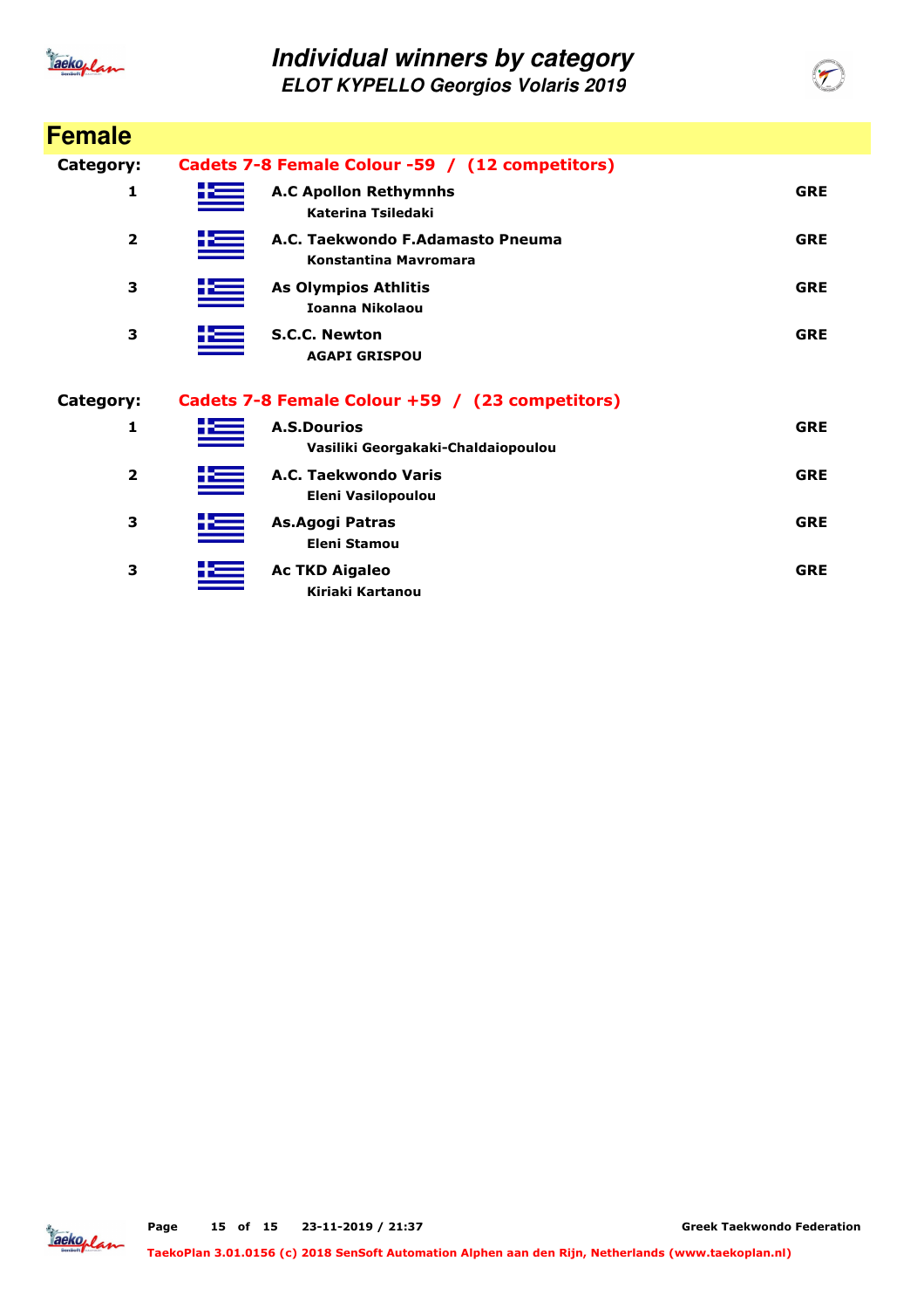# Individual winners by category

## ELOT KYPELLO Georgios Volaris 2019

## Female

**Category:** Cadets 7-8 Female Colour -59 / (12 competitors)

| | | | |
|---|---|---|---|
| 1 | | **A.C Apollon Rethymnhs**<br>Katerina Tsiledaki | GRE |
| 2 | | **A.C. Taekwondo F.Adamasto Pneuma**<br>Konstantina Mavromara | GRE |
| 3 | | **As Olympios Athlitis**<br>Ioanna Nikolaou | GRE |
| 3 | | **S.C.C. Newton**<br>AGAPI GRISPOU | GRE |

**Category:** Cadets 7-8 Female Colour +59 / (23 competitors)

| | | | |
|---|---|---|---|
| 1 | | **A.S.Dourios**<br>Vasiliki Georgakaki-Chaldaiopoulou | GRE |
| 2 | | **A.C. Taekwondo Varis**<br>Eleni Vasilopoulou | GRE |
| 3 | | **As.Agogi Patras**<br>Eleni Stamou | GRE |
| 3 | | **Ac TKD Aigaleo**<br>Kiriaki Kartanou | GRE |